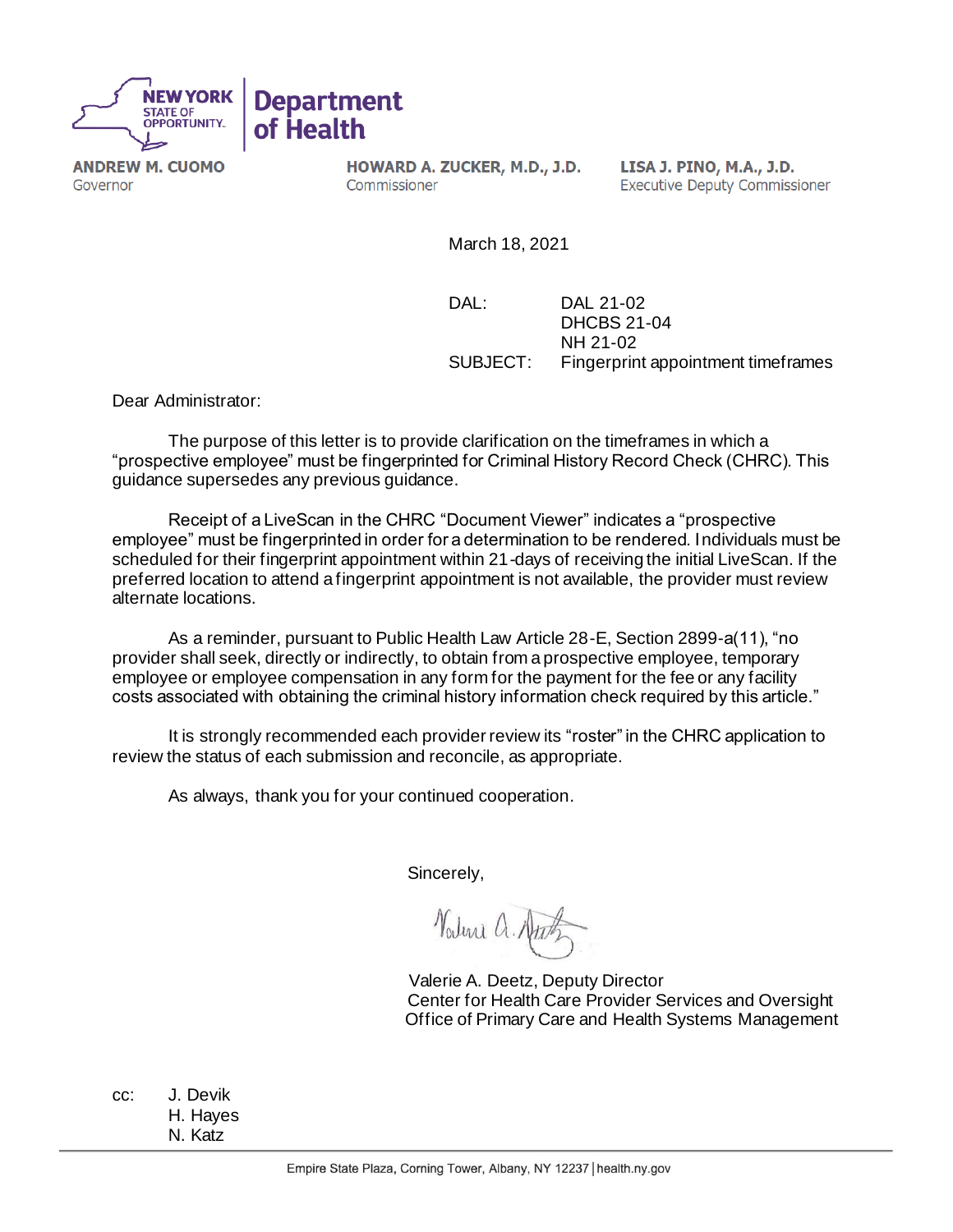**NEW YORK STATE OF OPPORTUNITY.** | **Department of Health**

**ANDREW M. CUOMO**
Governor

**HOWARD A. ZUCKER, M.D., J.D.**
Commissioner

**LISA J. PINO, M.A., J.D.**
Executive Deputy Commissioner

March 18, 2021

DAL: DAL 21-02
DHCBS 21-04
NH 21-02

SUBJECT: Fingerprint appointment timeframes

Dear Administrator:

The purpose of this letter is to provide clarification on the timeframes in which a "prospective employee" must be fingerprinted for Criminal History Record Check (CHRC). This guidance supersedes any previous guidance.

Receipt of a LiveScan in the CHRC "Document Viewer" indicates a "prospective employee" must be fingerprinted in order for a determination to be rendered. Individuals must be scheduled for their fingerprint appointment within 21-days of receiving the initial LiveScan. If the preferred location to attend a fingerprint appointment is not available, the provider must review alternate locations.

As a reminder, pursuant to Public Health Law Article 28-E, Section 2899-a(11), "no provider shall seek, directly or indirectly, to obtain from a prospective employee, temporary employee or employee compensation in any form for the payment for the fee or any facility costs associated with obtaining the criminal history information check required by this article."

It is strongly recommended each provider review its "roster" in the CHRC application to review the status of each submission and reconcile, as appropriate.

As always, thank you for your continued cooperation.

Sincerely,

Valerie A. Deetz, Deputy Director
Center for Health Care Provider Services and Oversight
Office of Primary Care and Health Systems Management

cc: J. Devik
H. Hayes
N. Katz

Empire State Plaza, Corning Tower, Albany, NY 12237 | health.ny.gov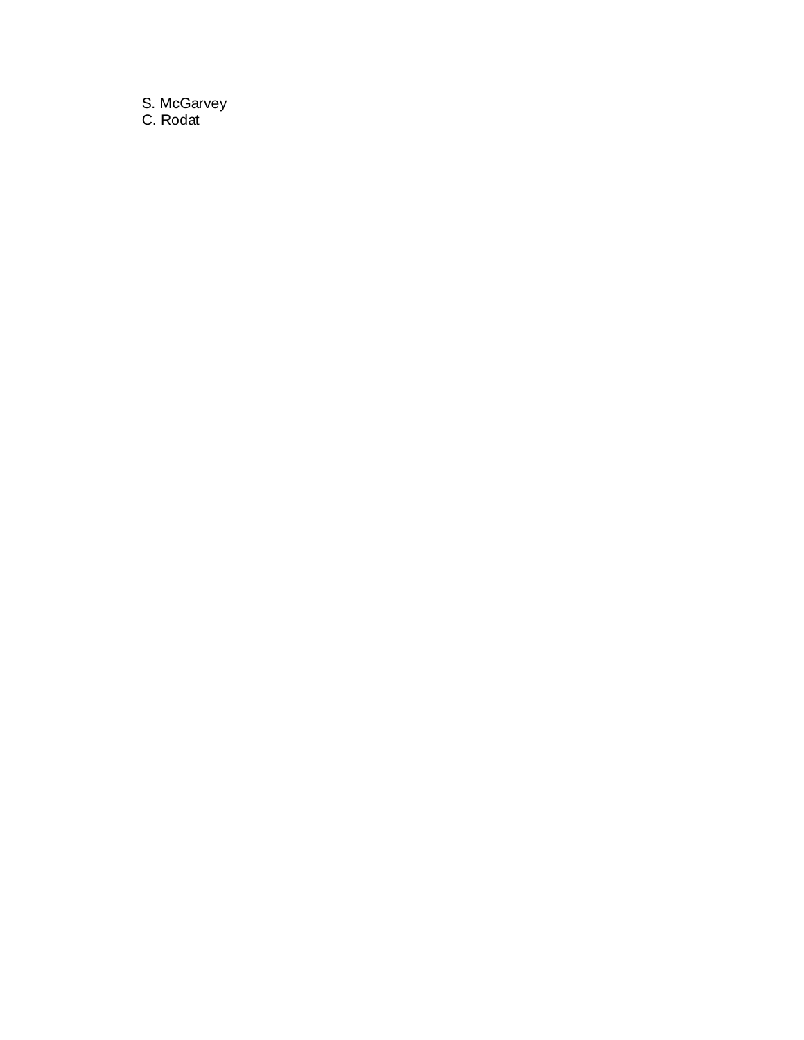S. McGarvey
C. Rodat